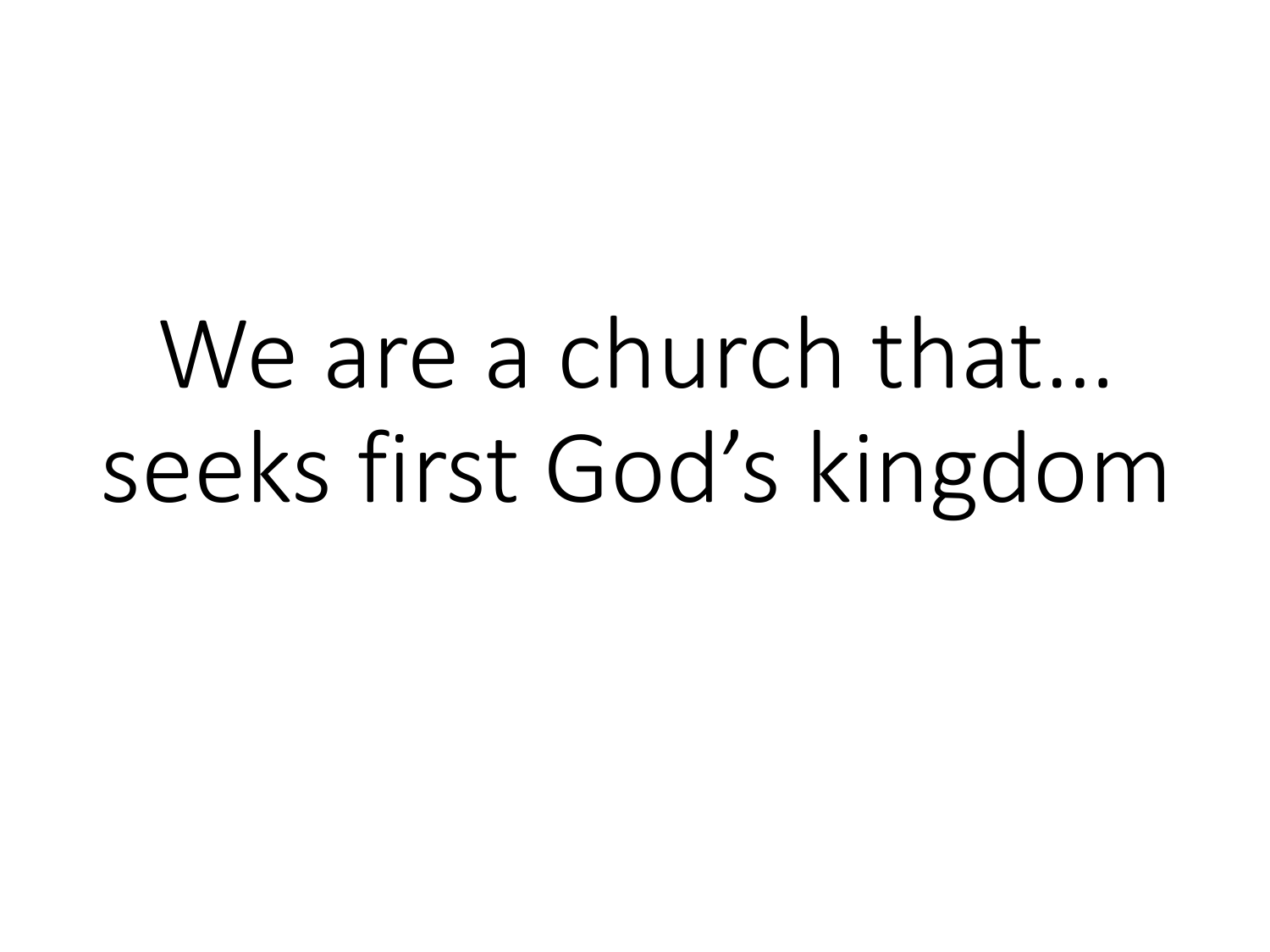# We are a church that… seeks first God’s kingdom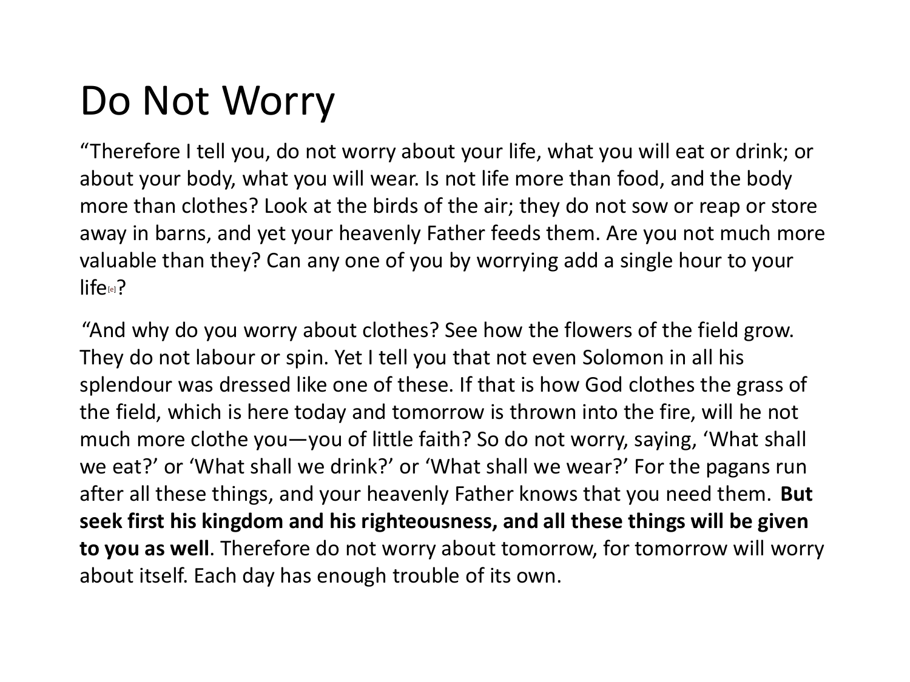# Do Not Worry

“Therefore I tell you, do not worry about your life, what you will eat or drink; or about your body, what you will wear. Is not life more than food, and the body more than clothes? Look at the birds of the air; they do not sow or reap or store away in barns, and yet your heavenly Father feeds them. Are you not much more valuable than they? Can any one of you by worrying add a single hour to your life[e]?

“And why do you worry about clothes? See how the flowers of the field grow. They do not labour or spin. Yet I tell you that not even Solomon in all his splendour was dressed like one of these. If that is how God clothes the grass of the field, which is here today and tomorrow is thrown into the fire, will he not much more clothe you—you of little faith? So do not worry, saying, ‘What shall we eat?’ or ‘What shall we drink?’ or ‘What shall we wear?’ For the pagans run after all these things, and your heavenly Father knows that you need them. **But seek first his kingdom and his righteousness, and all these things will be given to you as well**. Therefore do not worry about tomorrow, for tomorrow will worry about itself. Each day has enough trouble of its own.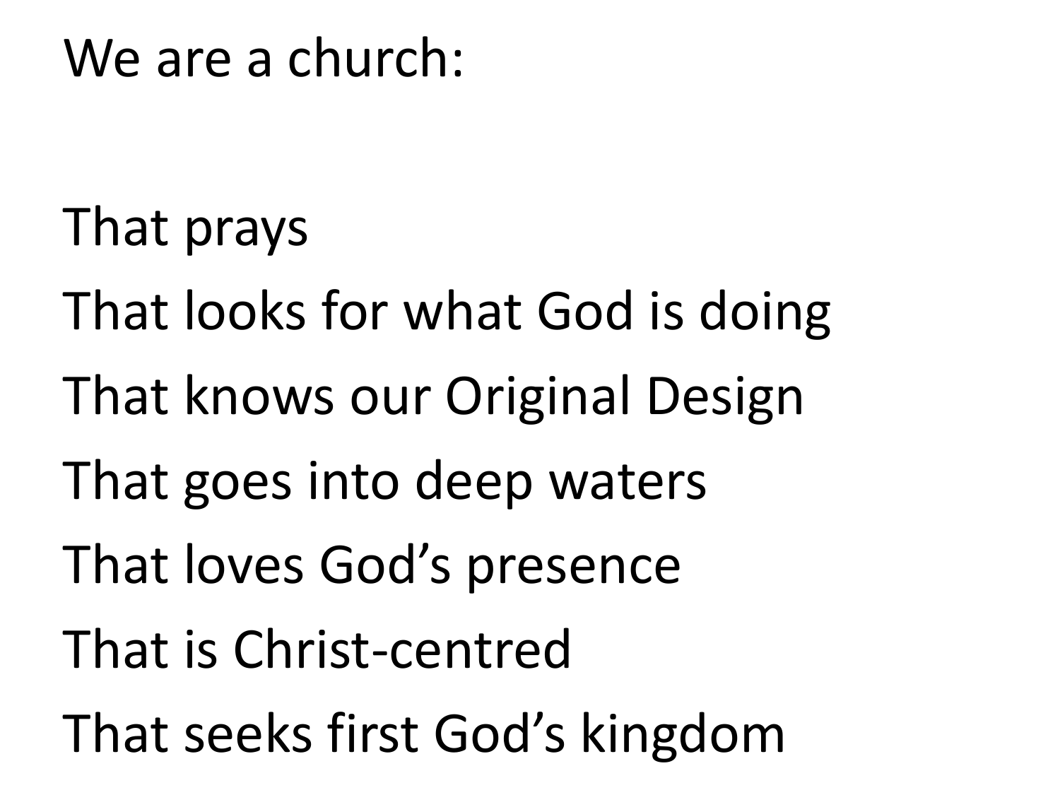We are a church:

That prays

That looks for what God is doing

That knows our Original Design

That goes into deep waters

That loves God's presence

That is Christ-centred

That seeks first God's kingdom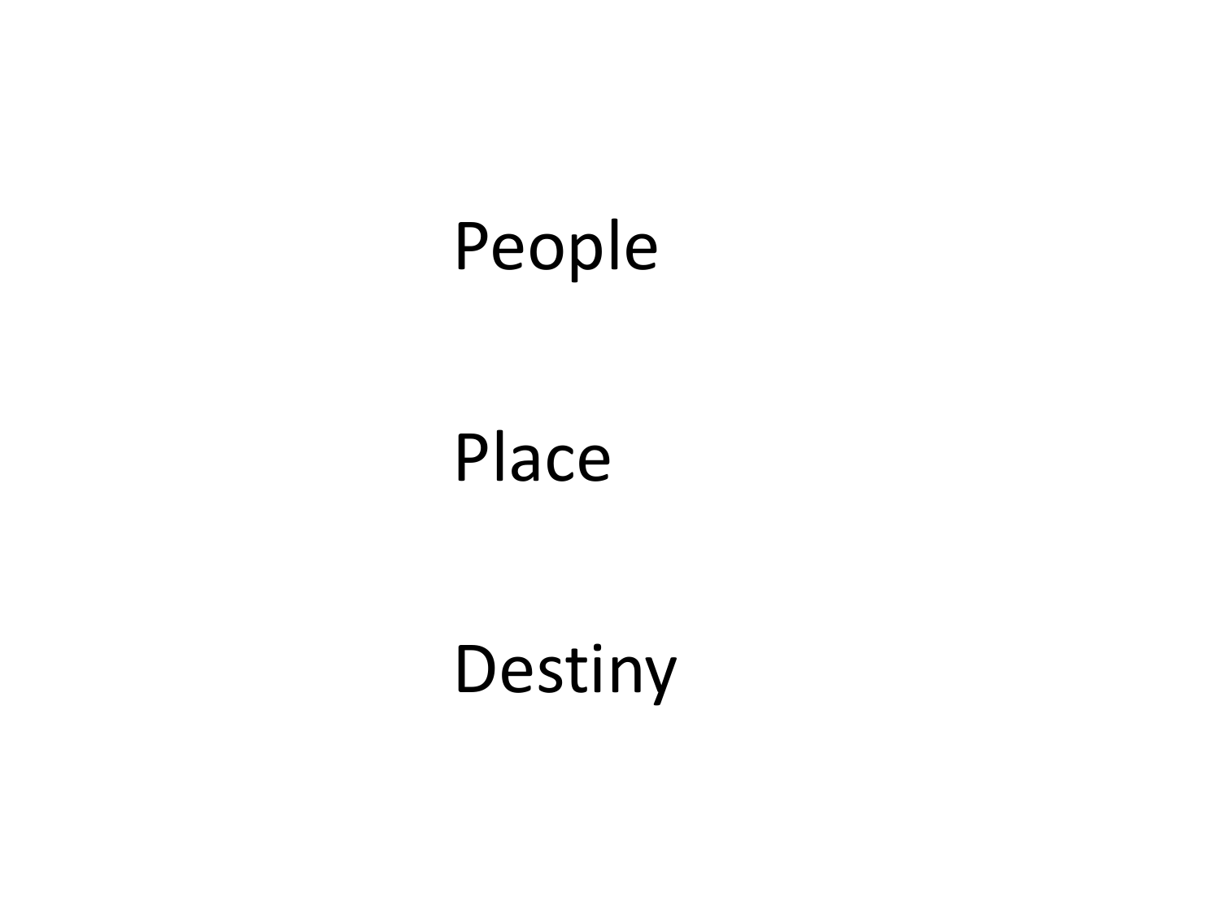People

Place

Destiny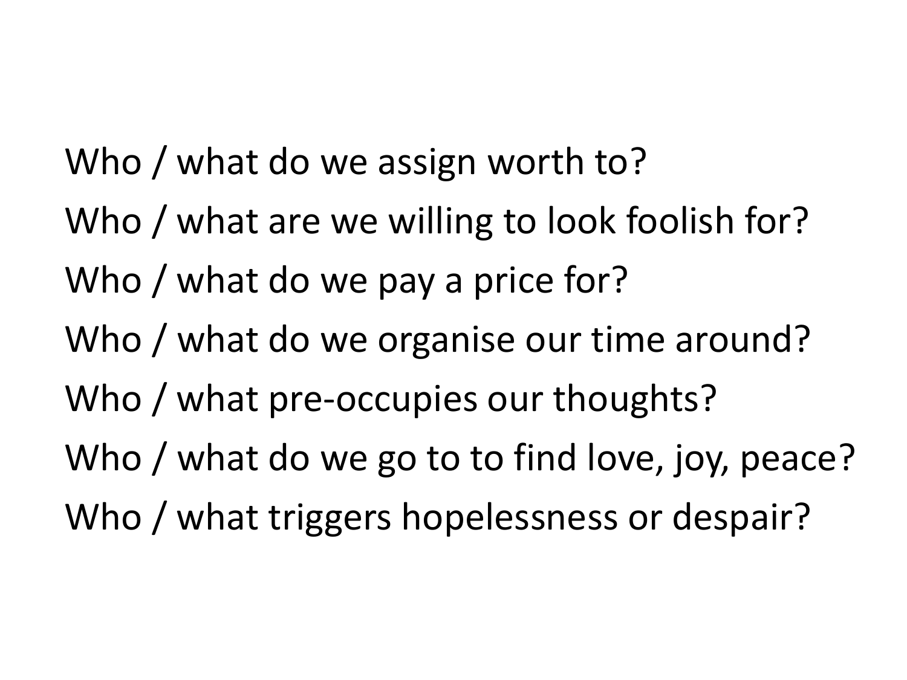Who / what do we assign worth to?

Who / what are we willing to look foolish for?

Who / what do we pay a price for?

Who / what do we organise our time around?

Who / what pre-occupies our thoughts?

Who / what do we go to to find love, joy, peace?

Who / what triggers hopelessness or despair?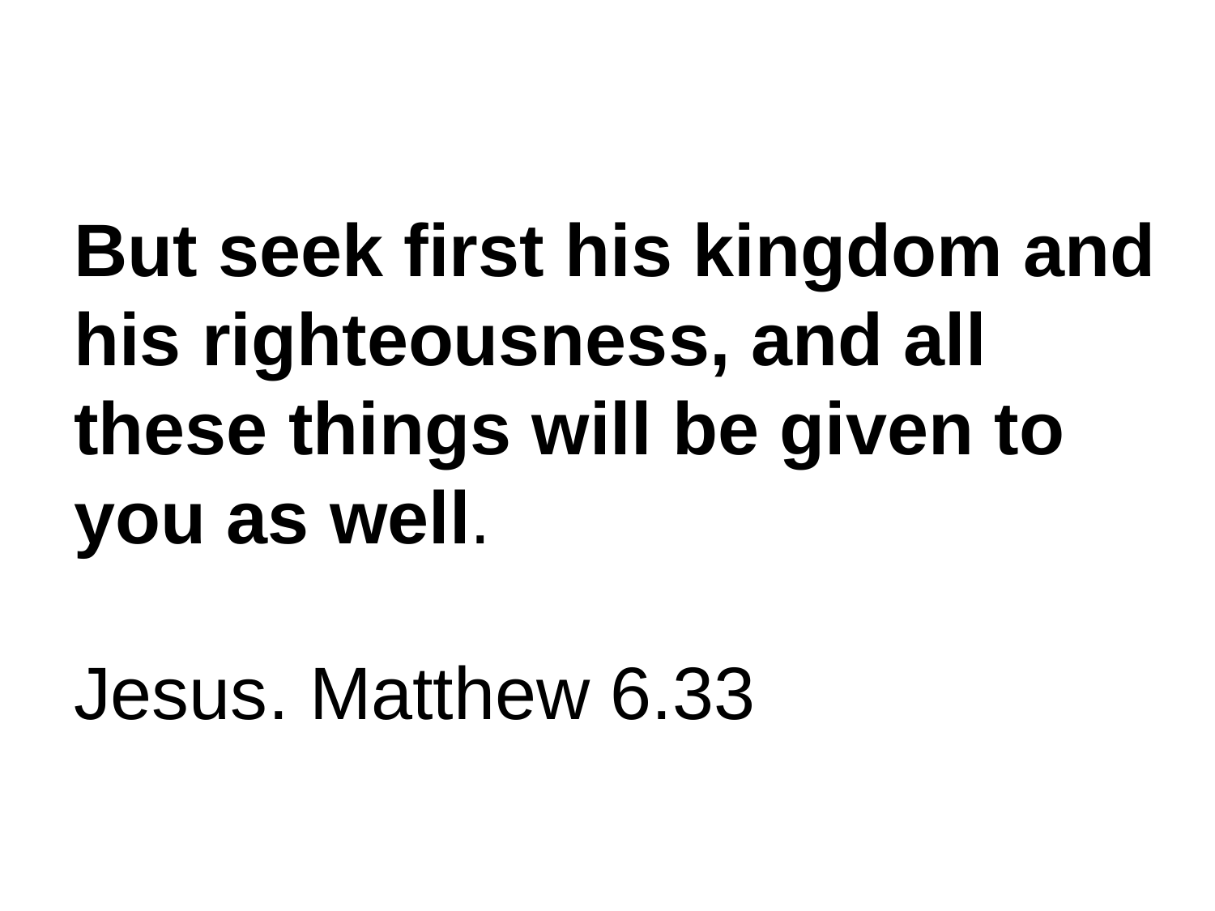**But seek first his kingdom and his righteousness, and all these things will be given to you as well**.

Jesus. Matthew 6.33